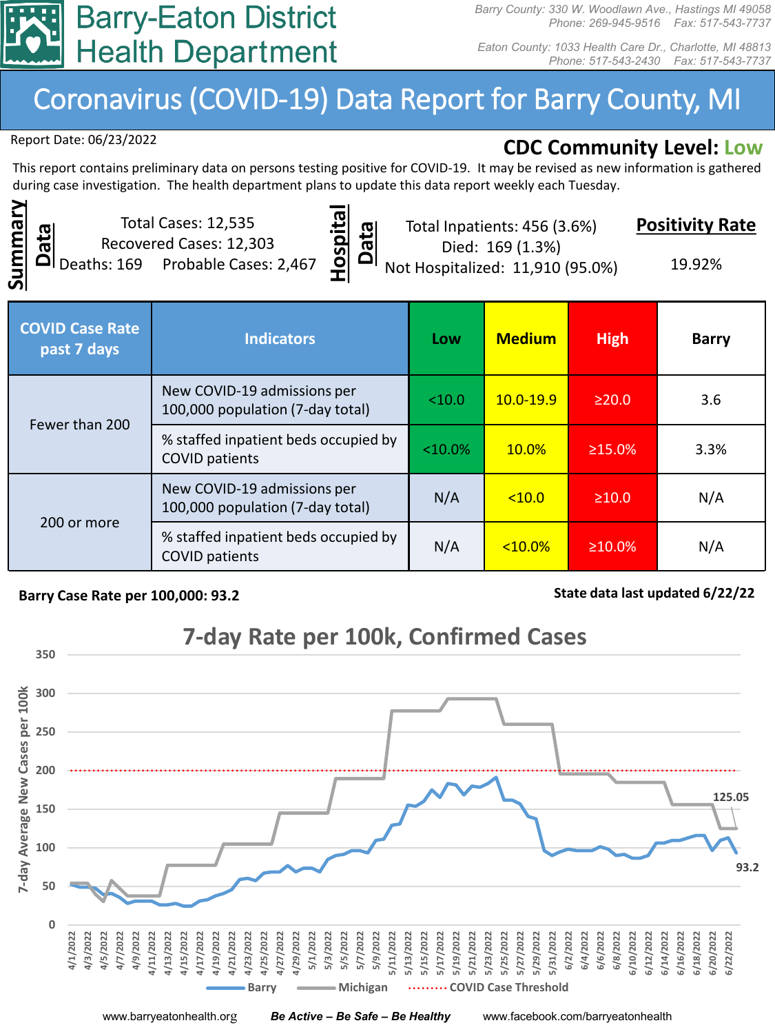# Barry-Eaton District Health Department

Barry County: 330 W. Woodlawn Ave., Hastings MI 49058
Phone: 269-945-9516 Fax: 517-543-7737

Eaton County: 1033 Health Care Dr., Charlotte, MI 48813
Phone: 517-543-2430 Fax: 517-543-7737

## Coronavirus (COVID-19) Data Report for Barry County, MI

Report Date: 06/23/2022

**CDC Community Level: Low**

This report contains preliminary data on persons testing positive for COVID-19. It may be revised as new information is gathered during case investigation. The health department plans to update this data report weekly each Tuesday.

**Summary Data**

Total Cases: 12,535
Recovered Cases: 12,303
Deaths: 169 Probable Cases: 2,467

**Hospital Data**

Total Inpatients: 456 (3.6%)
Died: 169 (1.3%)
Not Hospitalized: 11,910 (95.0%)

**Positivity Rate**

19.92%

| COVID Case Rate past 7 days | Indicators | Low | Medium | High | Barry |
|---|---|---|---|---|---|
| Fewer than 200 | New COVID-19 admissions per 100,000 population (7-day total) | <10.0 | 10.0-19.9 | ≥20.0 | 3.6 |
| | % staffed inpatient beds occupied by COVID patients | <10.0% | 10.0% | ≥15.0% | 3.3% |
| 200 or more | New COVID-19 admissions per 100,000 population (7-day total) | N/A | <10.0 | ≥10.0 | N/A |
| | % staffed inpatient beds occupied by COVID patients | N/A | <10.0% | ≥10.0% | N/A |

**Barry Case Rate per 100,000: 93.2**

**State data last updated 6/22/22**

### 7-day Rate per 100k, Confirmed Cases

(Chart: 7-day Average New Cases per 100k, 4/1/2022 – 6/22/2022; Barry, Michigan, COVID Case Threshold. Latest values: Michigan 125.05, Barry 93.2.)

www.barryeatonhealth.org *Be Active – Be Safe – Be Healthy* www.facebook.com/barryeatonhealth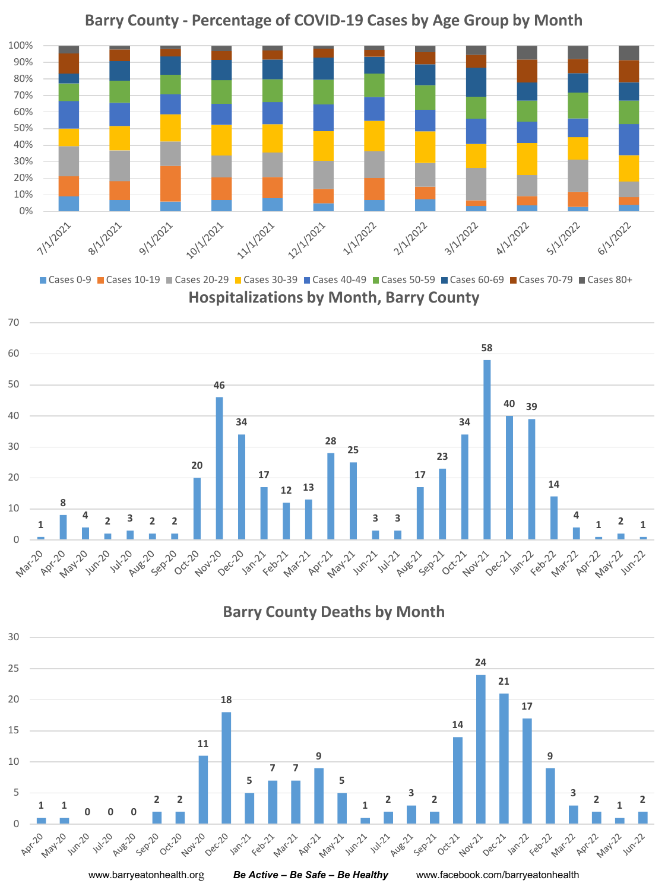## Barry County - Percentage of COVID-19 Cases by Age Group by Month

100%
90%
80%
70%
60%
50%
40%
30%
20%
10%
0%

7/1/2021 8/1/2021 9/1/2021 10/1/2021 11/1/2021 12/1/2021 1/1/2022 2/1/2022 3/1/2022 4/1/2022 5/1/2022 6/1/2022

Cases 0-9 · Cases 10-19 · Cases 20-29 · Cases 30-39 · Cases 40-49 · Cases 50-59 · Cases 60-69 · Cases 70-79 · Cases 80+

## Hospitalizations by Month, Barry County

70
60
50
40
30
20
10
0

1 8 4 2 3 2 2 20 46 34 17 12 13 28 25 3 3 17 23 34 58 40 39 14 4 1 2 1

Mar-20 Apr-20 May-20 Jun-20 Jul-20 Aug-20 Sep-20 Oct-20 Nov-20 Dec-20 Jan-21 Feb-21 Mar-21 Apr-21 May-21 Jun-21 Jul-21 Aug-21 Sep-21 Oct-21 Nov-21 Dec-21 Jan-22 Feb-22 Mar-22 Apr-22 May-22 Jun-22

## Barry County Deaths by Month

30
25
20
15
10
5
0

1 1 0 0 0 2 2 11 18 5 7 7 9 5 1 2 3 2 14 24 21 17 9 3 2 1 2

Apr-20 May-20 Jun-20 Jul-20 Aug-20 Sep-20 Oct-20 Nov-20 Dec-20 Jan-21 Feb-21 Mar-21 Apr-21 May-21 Jun-21 Jul-21 Aug-21 Sep-21 Oct-21 Nov-21 Dec-21 Jan-22 Feb-22 Mar-22 Apr-22 May-22 Jun-22

www.barryeatonhealth.org *Be Active – Be Safe – Be Healthy* www.facebook.com/barryeatonhealth